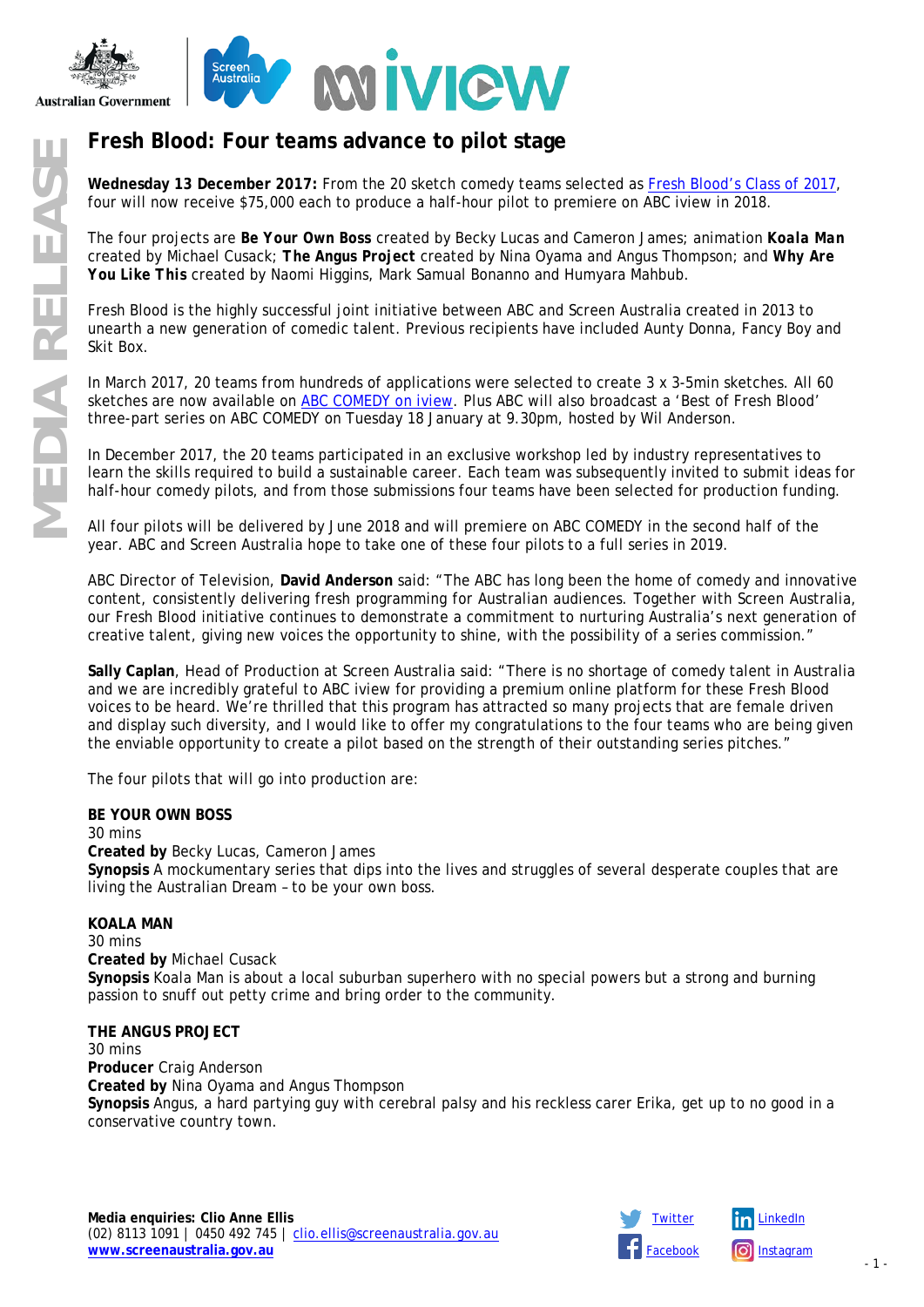# Fresh Blood: Four teams advance to pilot stage

**Wednesday 13 December 2017:** From the 20 sketch comedy teams selected as Fresh Blood's Class of 2017, four will now receive $75,000 each to produce a half-hour pilot to premiere on ABC iview in 2018.

The four projects are **Be Your Own Boss** created by Becky Lucas and Cameron James; animation **Koala Man** created by Michael Cusack; **The Angus Project** created by Nina Oyama and Angus Thompson; and **Why Are You Like This** created by Naomi Higgins, Mark Samual Bonanno and Humyara Mahbub.

Fresh Blood is the highly successful joint initiative between ABC and Screen Australia created in 2013 to unearth a new generation of comedic talent. Previous recipients have included Aunty Donna, Fancy Boy and Skit Box.

In March 2017, 20 teams from hundreds of applications were selected to create 3 x 3-5min sketches. All 60 sketches are now available on ABC COMEDY on iview. Plus ABC will also broadcast a 'Best of Fresh Blood' three-part series on ABC COMEDY on Tuesday 18 January at 9.30pm, hosted by Wil Anderson.

In December 2017, the 20 teams participated in an exclusive workshop led by industry representatives to learn the skills required to build a sustainable career. Each team was subsequently invited to submit ideas for half-hour comedy pilots, and from those submissions four teams have been selected for production funding.

All four pilots will be delivered by June 2018 and will premiere on ABC COMEDY in the second half of the year. ABC and Screen Australia hope to take one of these four pilots to a full series in 2019.

ABC Director of Television, **David Anderson** said: "The ABC has long been the home of comedy and innovative content, consistently delivering fresh programming for Australian audiences. Together with Screen Australia, our Fresh Blood initiative continues to demonstrate a commitment to nurturing Australia's next generation of creative talent, giving new voices the opportunity to shine, with the possibility of a series commission."

**Sally Caplan**, Head of Production at Screen Australia said: "There is no shortage of comedy talent in Australia and we are incredibly grateful to ABC iview for providing a premium online platform for these Fresh Blood voices to be heard. We're thrilled that this program has attracted so many projects that are female driven and display such diversity, and I would like to offer my congratulations to the four teams who are being given the enviable opportunity to create a pilot based on the strength of their outstanding series pitches."

The four pilots that will go into production are:

**BE YOUR OWN BOSS**
30 mins
**Created by** Becky Lucas, Cameron James
**Synopsis** A mockumentary series that dips into the lives and struggles of several desperate couples that are living the Australian Dream – to be your own boss.

**KOALA MAN**
30 mins
**Created by** Michael Cusack
**Synopsis** Koala Man is about a local suburban superhero with no special powers but a strong and burning passion to snuff out petty crime and bring order to the community.

**THE ANGUS PROJECT**
30 mins
**Producer** Craig Anderson
**Created by** Nina Oyama and Angus Thompson
**Synopsis** Angus, a hard partying guy with cerebral palsy and his reckless carer Erika, get up to no good in a conservative country town.

**Media enquiries: Clio Anne Ellis**
(02) 8113 1091 | 0450 492 745 | clio.ellis@screenaustralia.gov.au
**www.screenaustralia.gov.au**

Twitter | LinkedIn | Facebook | Instagram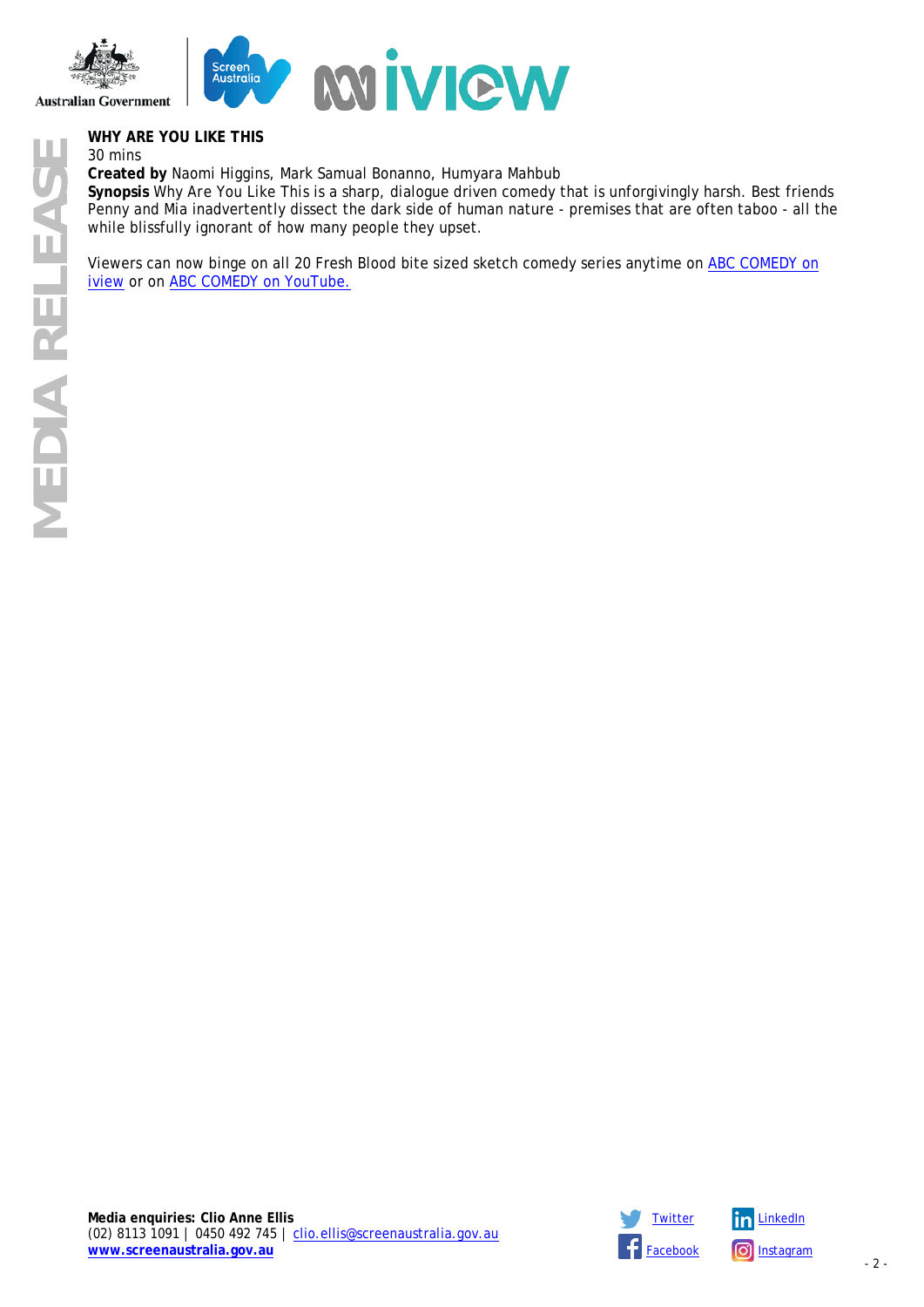**WHY ARE YOU LIKE THIS**
30 mins
**Created by** Naomi Higgins, Mark Samual Bonanno, Humyara Mahbub
**Synopsis** Why Are You Like This is a sharp, dialogue driven comedy that is unforgivingly harsh. Best friends Penny and Mia inadvertently dissect the dark side of human nature - premises that are often taboo - all the while blissfully ignorant of how many people they upset.

Viewers can now binge on all 20 Fresh Blood bite sized sketch comedy series anytime on ABC COMEDY on iview or on ABC COMEDY on YouTube.

**Media enquiries: Clio Anne Ellis**
(02) 8113 1091 | 0450 492 745 | clio.ellis@screenaustralia.gov.au
**www.screenaustralia.gov.au**

Twitter
LinkedIn
Facebook
Instagram